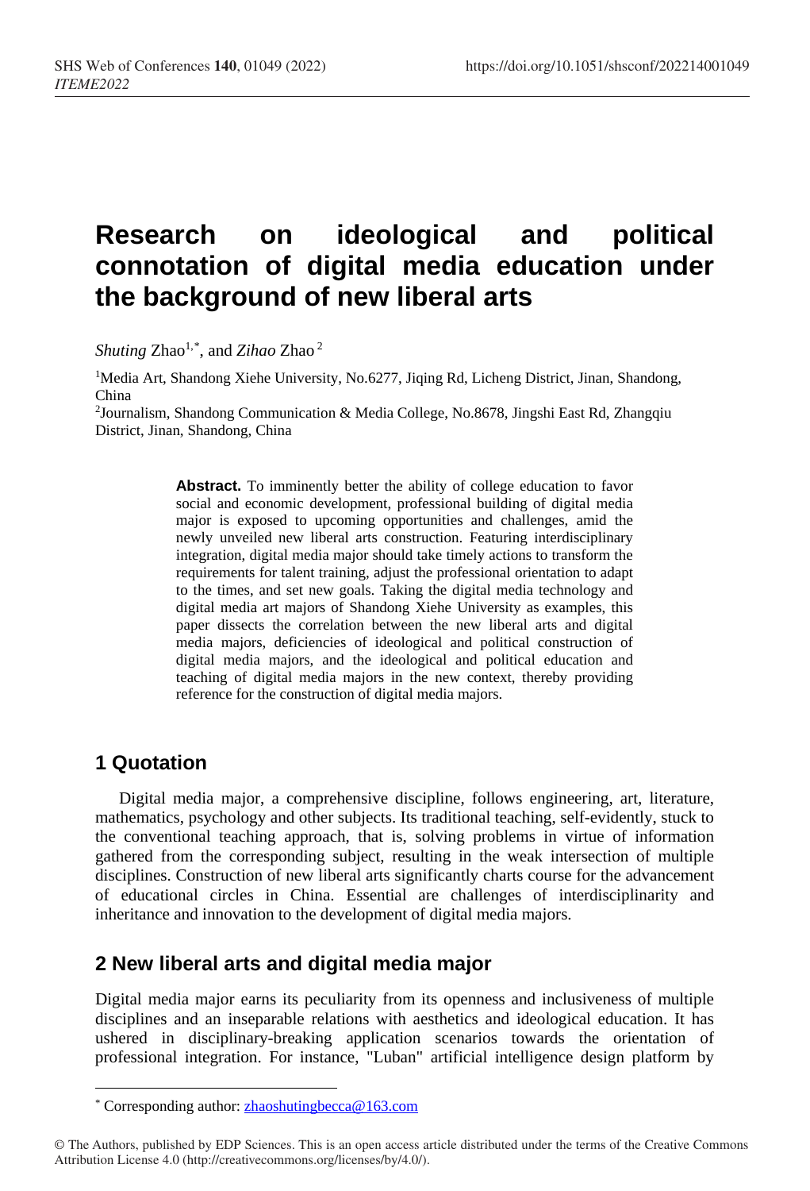# Research on ideological and political connotation of digital media education under the background of new liberal arts

*Shuting* Zhao[1,*], and *Zihao* Zhao[2]

[1]Media Art, Shandong Xiehe University, No.6277, Jiqing Rd, Licheng District, Jinan, Shandong, China

[2]Journalism, Shandong Communication & Media College, No.8678, Jingshi East Rd, Zhangqiu District, Jinan, Shandong, China

**Abstract.** To imminently better the ability of college education to favor social and economic development, professional building of digital media major is exposed to upcoming opportunities and challenges, amid the newly unveiled new liberal arts construction. Featuring interdisciplinary integration, digital media major should take timely actions to transform the requirements for talent training, adjust the professional orientation to adapt to the times, and set new goals. Taking the digital media technology and digital media art majors of Shandong Xiehe University as examples, this paper dissects the correlation between the new liberal arts and digital media majors, deficiencies of ideological and political construction of digital media majors, and the ideological and political education and teaching of digital media majors in the new context, thereby providing reference for the construction of digital media majors.

## 1 Quotation

Digital media major, a comprehensive discipline, follows engineering, art, literature, mathematics, psychology and other subjects. Its traditional teaching, self-evidently, stuck to the conventional teaching approach, that is, solving problems in virtue of information gathered from the corresponding subject, resulting in the weak intersection of multiple disciplines. Construction of new liberal arts significantly charts course for the advancement of educational circles in China. Essential are challenges of interdisciplinarity and inheritance and innovation to the development of digital media majors.

## 2 New liberal arts and digital media major

Digital media major earns its peculiarity from its openness and inclusiveness of multiple disciplines and an inseparable relations with aesthetics and ideological education. It has ushered in disciplinary-breaking application scenarios towards the orientation of professional integration. For instance, "Luban" artificial intelligence design platform by

---

[*] Corresponding author: zhaoshutingbecca@163.com

© The Authors, published by EDP Sciences. This is an open access article distributed under the terms of the Creative Commons Attribution License 4.0 (http://creativecommons.org/licenses/by/4.0/).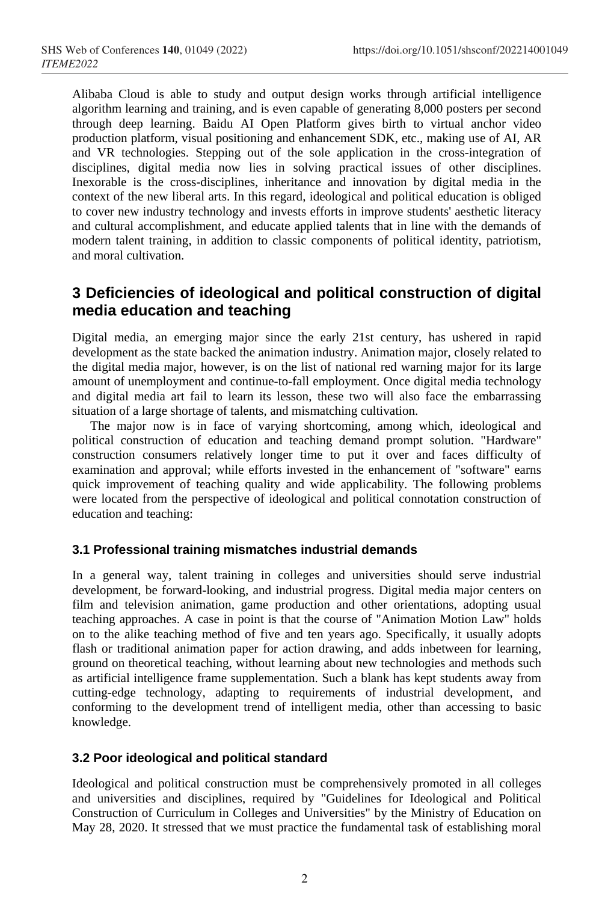Alibaba Cloud is able to study and output design works through artificial intelligence algorithm learning and training, and is even capable of generating 8,000 posters per second through deep learning. Baidu AI Open Platform gives birth to virtual anchor video production platform, visual positioning and enhancement SDK, etc., making use of AI, AR and VR technologies. Stepping out of the sole application in the cross-integration of disciplines, digital media now lies in solving practical issues of other disciplines. Inexorable is the cross-disciplines, inheritance and innovation by digital media in the context of the new liberal arts. In this regard, ideological and political education is obliged to cover new industry technology and invests efforts in improve students' aesthetic literacy and cultural accomplishment, and educate applied talents that in line with the demands of modern talent training, in addition to classic components of political identity, patriotism, and moral cultivation.

## 3 Deficiencies of ideological and political construction of digital media education and teaching

Digital media, an emerging major since the early 21st century, has ushered in rapid development as the state backed the animation industry. Animation major, closely related to the digital media major, however, is on the list of national red warning major for its large amount of unemployment and continue-to-fall employment. Once digital media technology and digital media art fail to learn its lesson, these two will also face the embarrassing situation of a large shortage of talents, and mismatching cultivation.

The major now is in face of varying shortcoming, among which, ideological and political construction of education and teaching demand prompt solution. "Hardware" construction consumers relatively longer time to put it over and faces difficulty of examination and approval; while efforts invested in the enhancement of "software" earns quick improvement of teaching quality and wide applicability. The following problems were located from the perspective of ideological and political connotation construction of education and teaching:

### 3.1 Professional training mismatches industrial demands

In a general way, talent training in colleges and universities should serve industrial development, be forward-looking, and industrial progress. Digital media major centers on film and television animation, game production and other orientations, adopting usual teaching approaches. A case in point is that the course of "Animation Motion Law" holds on to the alike teaching method of five and ten years ago. Specifically, it usually adopts flash or traditional animation paper for action drawing, and adds inbetween for learning, ground on theoretical teaching, without learning about new technologies and methods such as artificial intelligence frame supplementation. Such a blank has kept students away from cutting-edge technology, adapting to requirements of industrial development, and conforming to the development trend of intelligent media, other than accessing to basic knowledge.

### 3.2 Poor ideological and political standard

Ideological and political construction must be comprehensively promoted in all colleges and universities and disciplines, required by "Guidelines for Ideological and Political Construction of Curriculum in Colleges and Universities" by the Ministry of Education on May 28, 2020. It stressed that we must practice the fundamental task of establishing moral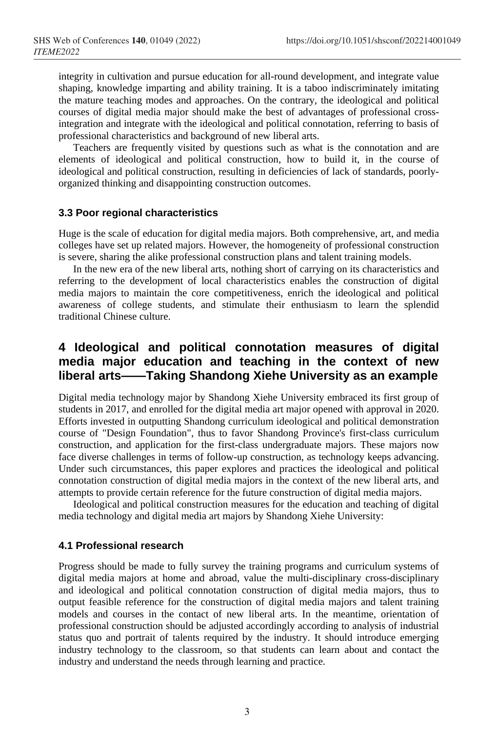integrity in cultivation and pursue education for all-round development, and integrate value shaping, knowledge imparting and ability training. It is a taboo indiscriminately imitating the mature teaching modes and approaches. On the contrary, the ideological and political courses of digital media major should make the best of advantages of professional cross-integration and integrate with the ideological and political connotation, referring to basis of professional characteristics and background of new liberal arts.

Teachers are frequently visited by questions such as what is the connotation and are elements of ideological and political construction, how to build it, in the course of ideological and political construction, resulting in deficiencies of lack of standards, poorly-organized thinking and disappointing construction outcomes.

### 3.3 Poor regional characteristics

Huge is the scale of education for digital media majors. Both comprehensive, art, and media colleges have set up related majors. However, the homogeneity of professional construction is severe, sharing the alike professional construction plans and talent training models.

In the new era of the new liberal arts, nothing short of carrying on its characteristics and referring to the development of local characteristics enables the construction of digital media majors to maintain the core competitiveness, enrich the ideological and political awareness of college students, and stimulate their enthusiasm to learn the splendid traditional Chinese culture.

## 4 Ideological and political connotation measures of digital media major education and teaching in the context of new liberal arts——Taking Shandong Xiehe University as an example

Digital media technology major by Shandong Xiehe University embraced its first group of students in 2017, and enrolled for the digital media art major opened with approval in 2020. Efforts invested in outputting Shandong curriculum ideological and political demonstration course of "Design Foundation", thus to favor Shandong Province's first-class curriculum construction, and application for the first-class undergraduate majors. These majors now face diverse challenges in terms of follow-up construction, as technology keeps advancing. Under such circumstances, this paper explores and practices the ideological and political connotation construction of digital media majors in the context of the new liberal arts, and attempts to provide certain reference for the future construction of digital media majors.

Ideological and political construction measures for the education and teaching of digital media technology and digital media art majors by Shandong Xiehe University:

### 4.1 Professional research

Progress should be made to fully survey the training programs and curriculum systems of digital media majors at home and abroad, value the multi-disciplinary cross-disciplinary and ideological and political connotation construction of digital media majors, thus to output feasible reference for the construction of digital media majors and talent training models and courses in the contact of new liberal arts. In the meantime, orientation of professional construction should be adjusted accordingly according to analysis of industrial status quo and portrait of talents required by the industry. It should introduce emerging industry technology to the classroom, so that students can learn about and contact the industry and understand the needs through learning and practice.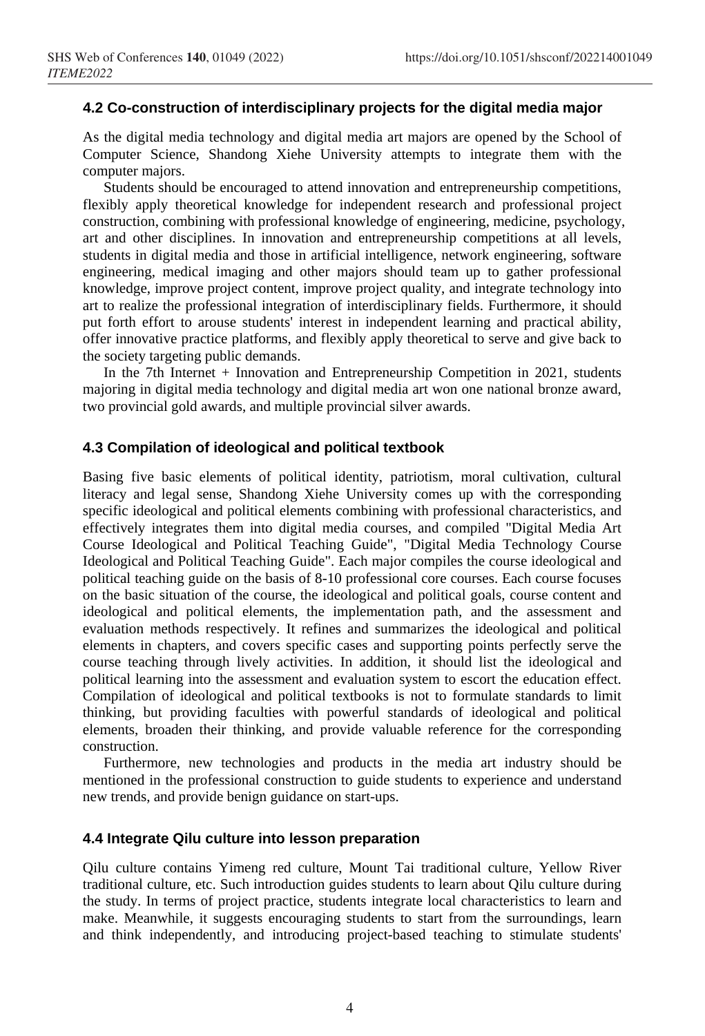### 4.2 Co-construction of interdisciplinary projects for the digital media major

As the digital media technology and digital media art majors are opened by the School of Computer Science, Shandong Xiehe University attempts to integrate them with the computer majors.

Students should be encouraged to attend innovation and entrepreneurship competitions, flexibly apply theoretical knowledge for independent research and professional project construction, combining with professional knowledge of engineering, medicine, psychology, art and other disciplines. In innovation and entrepreneurship competitions at all levels, students in digital media and those in artificial intelligence, network engineering, software engineering, medical imaging and other majors should team up to gather professional knowledge, improve project content, improve project quality, and integrate technology into art to realize the professional integration of interdisciplinary fields. Furthermore, it should put forth effort to arouse students' interest in independent learning and practical ability, offer innovative practice platforms, and flexibly apply theoretical to serve and give back to the society targeting public demands.

In the 7th Internet + Innovation and Entrepreneurship Competition in 2021, students majoring in digital media technology and digital media art won one national bronze award, two provincial gold awards, and multiple provincial silver awards.

### 4.3 Compilation of ideological and political textbook

Basing five basic elements of political identity, patriotism, moral cultivation, cultural literacy and legal sense, Shandong Xiehe University comes up with the corresponding specific ideological and political elements combining with professional characteristics, and effectively integrates them into digital media courses, and compiled "Digital Media Art Course Ideological and Political Teaching Guide", "Digital Media Technology Course Ideological and Political Teaching Guide". Each major compiles the course ideological and political teaching guide on the basis of 8-10 professional core courses. Each course focuses on the basic situation of the course, the ideological and political goals, course content and ideological and political elements, the implementation path, and the assessment and evaluation methods respectively. It refines and summarizes the ideological and political elements in chapters, and covers specific cases and supporting points perfectly serve the course teaching through lively activities. In addition, it should list the ideological and political learning into the assessment and evaluation system to escort the education effect. Compilation of ideological and political textbooks is not to formulate standards to limit thinking, but providing faculties with powerful standards of ideological and political elements, broaden their thinking, and provide valuable reference for the corresponding construction.

Furthermore, new technologies and products in the media art industry should be mentioned in the professional construction to guide students to experience and understand new trends, and provide benign guidance on start-ups.

### 4.4 Integrate Qilu culture into lesson preparation

Qilu culture contains Yimeng red culture, Mount Tai traditional culture, Yellow River traditional culture, etc. Such introduction guides students to learn about Qilu culture during the study. In terms of project practice, students integrate local characteristics to learn and make. Meanwhile, it suggests encouraging students to start from the surroundings, learn and think independently, and introducing project-based teaching to stimulate students'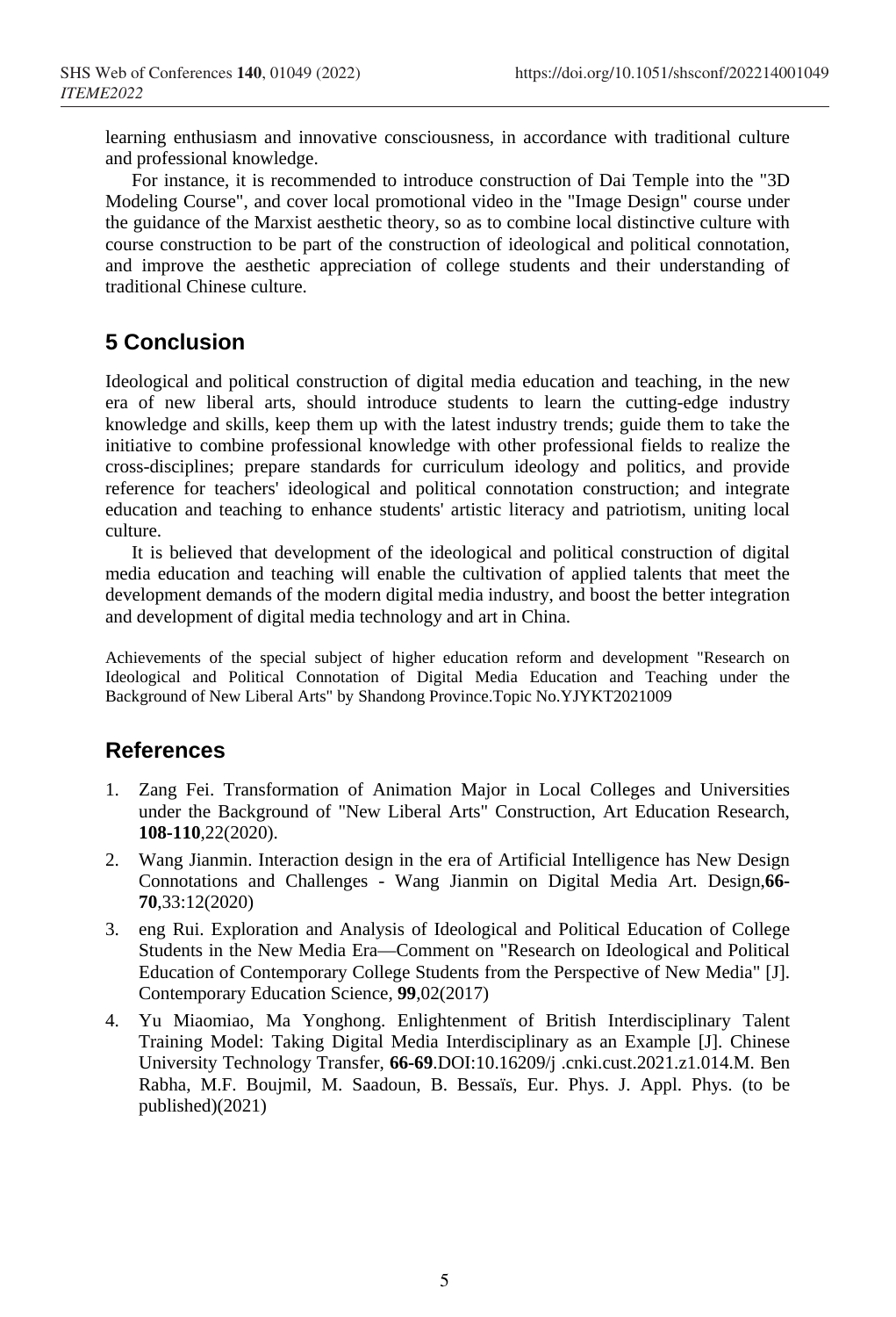learning enthusiasm and innovative consciousness, in accordance with traditional culture and professional knowledge.

For instance, it is recommended to introduce construction of Dai Temple into the "3D Modeling Course", and cover local promotional video in the "Image Design" course under the guidance of the Marxist aesthetic theory, so as to combine local distinctive culture with course construction to be part of the construction of ideological and political connotation, and improve the aesthetic appreciation of college students and their understanding of traditional Chinese culture.

## 5 Conclusion

Ideological and political construction of digital media education and teaching, in the new era of new liberal arts, should introduce students to learn the cutting-edge industry knowledge and skills, keep them up with the latest industry trends; guide them to take the initiative to combine professional knowledge with other professional fields to realize the cross-disciplines; prepare standards for curriculum ideology and politics, and provide reference for teachers' ideological and political connotation construction; and integrate education and teaching to enhance students' artistic literacy and patriotism, uniting local culture.

It is believed that development of the ideological and political construction of digital media education and teaching will enable the cultivation of applied talents that meet the development demands of the modern digital media industry, and boost the better integration and development of digital media technology and art in China.

Achievements of the special subject of higher education reform and development "Research on Ideological and Political Connotation of Digital Media Education and Teaching under the Background of New Liberal Arts" by Shandong Province.Topic No.YJYKT2021009

## References

1. Zang Fei. Transformation of Animation Major in Local Colleges and Universities under the Background of "New Liberal Arts" Construction, Art Education Research, **108-110**,22(2020).
2. Wang Jianmin. Interaction design in the era of Artificial Intelligence has New Design Connotations and Challenges - Wang Jianmin on Digital Media Art. Design,**66-70**,33:12(2020)
3. eng Rui. Exploration and Analysis of Ideological and Political Education of College Students in the New Media Era—Comment on "Research on Ideological and Political Education of Contemporary College Students from the Perspective of New Media" [J]. Contemporary Education Science, **99**,02(2017)
4. Yu Miaomiao, Ma Yonghong. Enlightenment of British Interdisciplinary Talent Training Model: Taking Digital Media Interdisciplinary as an Example [J]. Chinese University Technology Transfer, **66-69**.DOI:10.16209/j .cnki.cust.2021.z1.014.M. Ben Rabha, M.F. Boujmil, M. Saadoun, B. Bessaïs, Eur. Phys. J. Appl. Phys. (to be published)(2021)